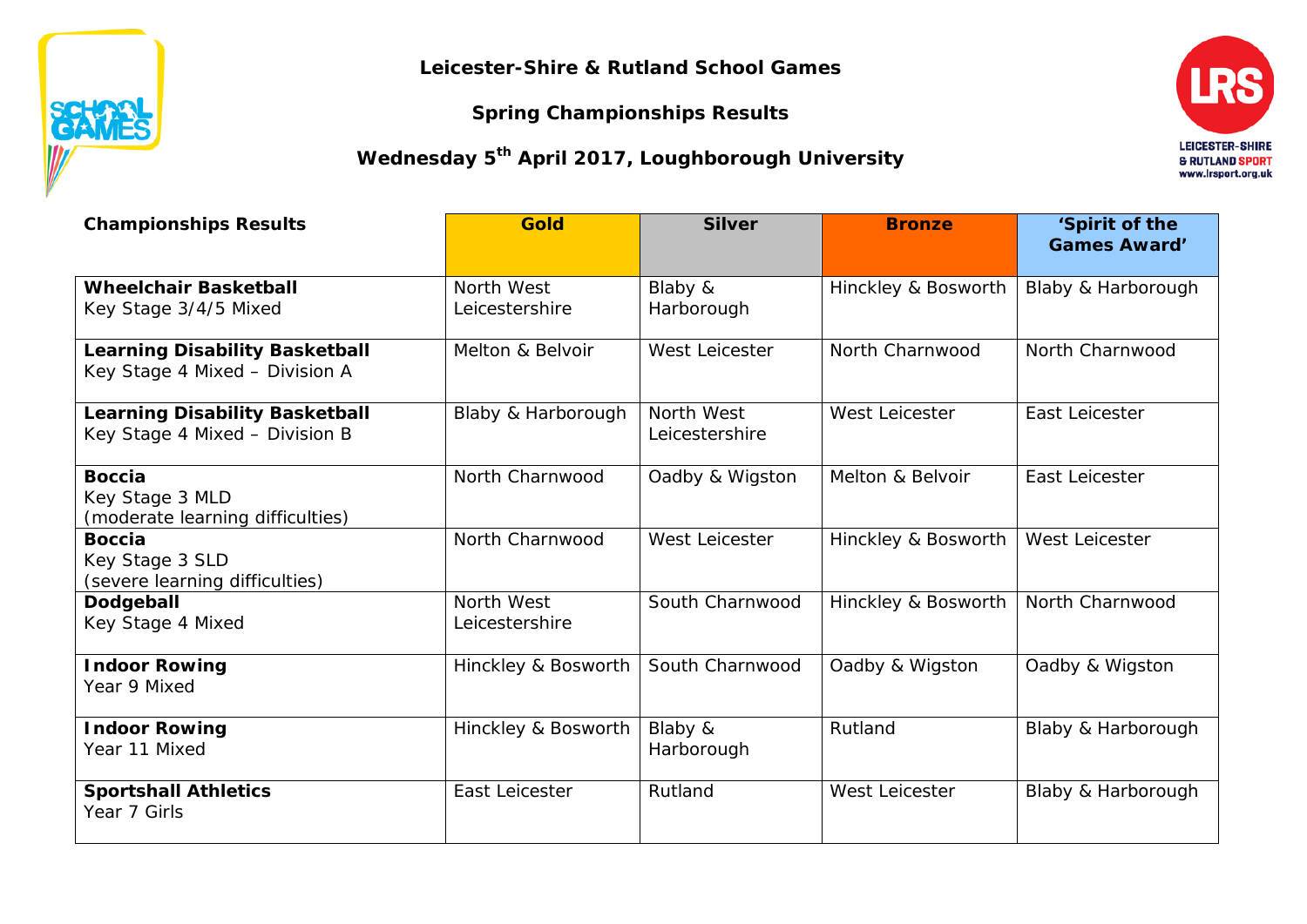# Leicester-Shire & Rutland School Games

## Spring Championships Results

## Wednesday 5th April 2017, Loughborough University

| Championships Results | Gold | Silver | Bronze | 'Spirit of the Games Award' |
|---|---|---|---|---|
| **Wheelchair Basketball** Key Stage 3/4/5 Mixed | North West Leicestershire | Blaby & Harborough | Hinckley & Bosworth | Blaby & Harborough |
| **Learning Disability Basketball** Key Stage 4 Mixed – Division A | Melton & Belvoir | West Leicester | North Charnwood | North Charnwood |
| **Learning Disability Basketball** Key Stage 4 Mixed – Division B | Blaby & Harborough | North West Leicestershire | West Leicester | East Leicester |
| **Boccia** Key Stage 3 MLD (moderate learning difficulties) | North Charnwood | Oadby & Wigston | Melton & Belvoir | East Leicester |
| **Boccia** Key Stage 3 SLD (severe learning difficulties) | North Charnwood | West Leicester | Hinckley & Bosworth | West Leicester |
| **Dodgeball** Key Stage 4 Mixed | North West Leicestershire | South Charnwood | Hinckley & Bosworth | North Charnwood |
| **Indoor Rowing** Year 9 Mixed | Hinckley & Bosworth | South Charnwood | Oadby & Wigston | Oadby & Wigston |
| **Indoor Rowing** Year 11 Mixed | Hinckley & Bosworth | Blaby & Harborough | Rutland | Blaby & Harborough |
| **Sportshall Athletics** Year 7 Girls | East Leicester | Rutland | West Leicester | Blaby & Harborough |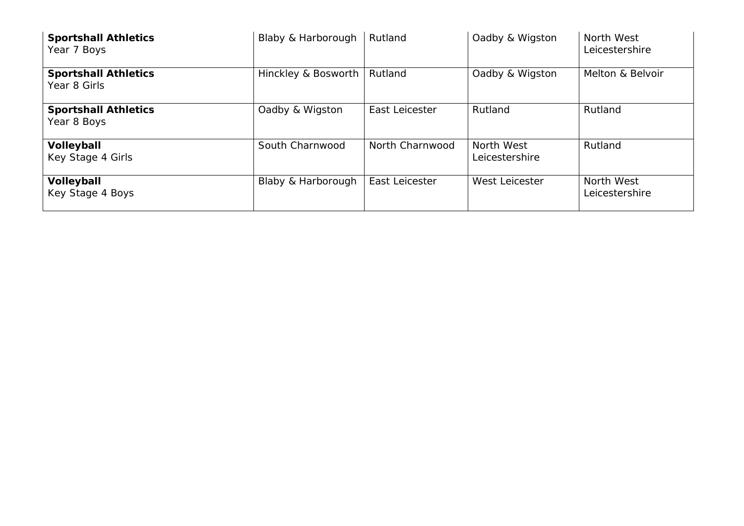| | | | | |
|---|---|---|---|---|
| **Sportshall Athletics** Year 7 Boys | Blaby & Harborough | Rutland | Oadby & Wigston | North West Leicestershire |
| **Sportshall Athletics** Year 8 Girls | Hinckley & Bosworth | Rutland | Oadby & Wigston | Melton & Belvoir |
| **Sportshall Athletics** Year 8 Boys | Oadby & Wigston | East Leicester | Rutland | Rutland |
| **Volleyball** Key Stage 4 Girls | South Charnwood | North Charnwood | North West Leicestershire | Rutland |
| **Volleyball** Key Stage 4 Boys | Blaby & Harborough | East Leicester | West Leicester | North West Leicestershire |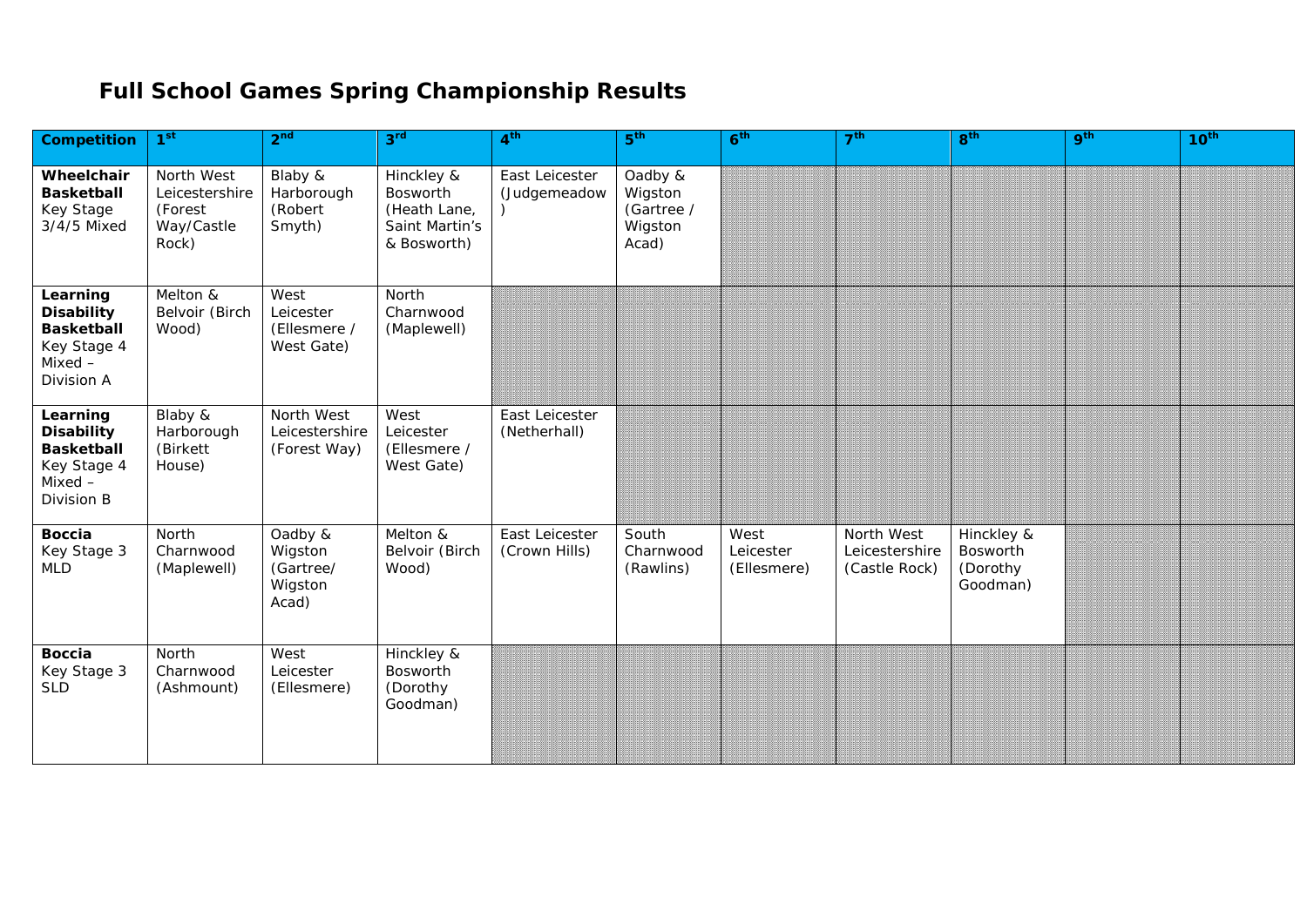# Full School Games Spring Championship Results

| Competition | 1st | 2nd | 3rd | 4th | 5th | 6th | 7th | 8th | 9th | 10th |
|---|---|---|---|---|---|---|---|---|---|---|
| **Wheelchair Basketball** Key Stage 3/4/5 Mixed | North West Leicestershire (Forest Way/Castle Rock) | Blaby & Harborough (Robert Smyth) | Hinckley & Bosworth (Heath Lane, Saint Martin's & Bosworth) | East Leicester (Judgemeadow ) | Oadby & Wigston (Gartree / Wigston Acad) | | | | | |
| **Learning Disability Basketball** Key Stage 4 Mixed – Division A | Melton & Belvoir (Birch Wood) | West Leicester (Ellesmere / West Gate) | North Charnwood (Maplewell) | | | | | | | |
| **Learning Disability Basketball** Key Stage 4 Mixed – Division B | Blaby & Harborough (Birkett House) | North West Leicestershire (Forest Way) | West Leicester (Ellesmere / West Gate) | East Leicester (Netherhall) | | | | | | |
| **Boccia** Key Stage 3 MLD | North Charnwood (Maplewell) | Oadby & Wigston (Gartree/ Wigston Acad) | Melton & Belvoir (Birch Wood) | East Leicester (Crown Hills) | South Charnwood (Rawlins) | West Leicester (Ellesmere) | North West Leicestershire (Castle Rock) | Hinckley & Bosworth (Dorothy Goodman) | | |
| **Boccia** Key Stage 3 SLD | North Charnwood (Ashmount) | West Leicester (Ellesmere) | Hinckley & Bosworth (Dorothy Goodman) | | | | | | | |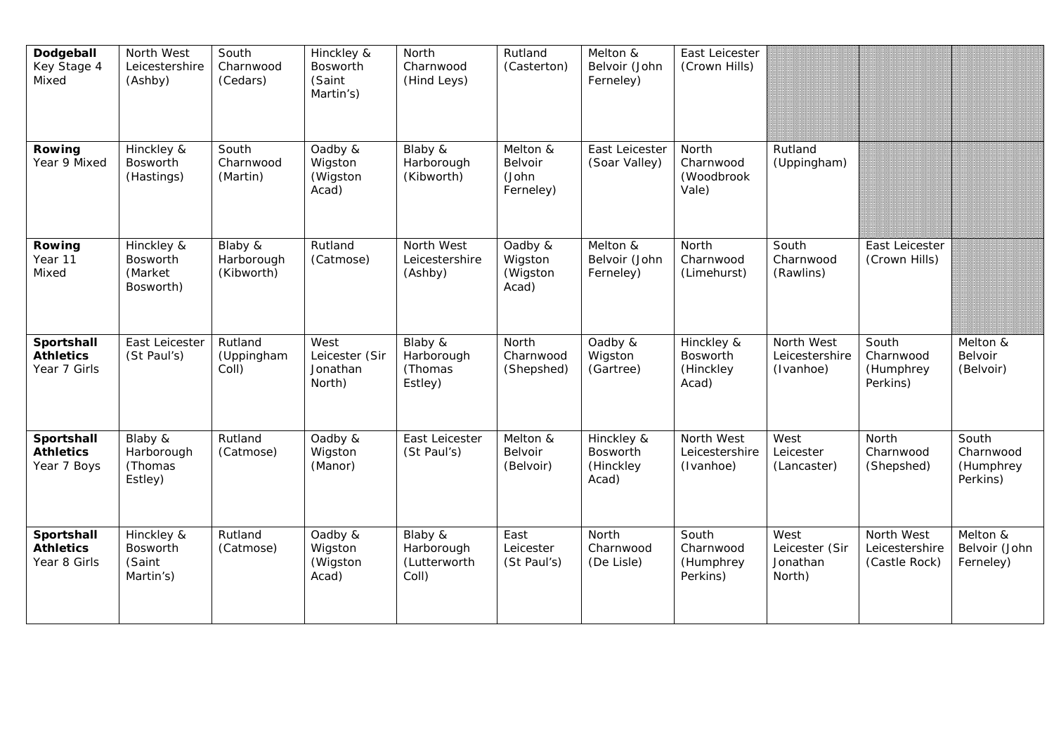| **Dodgeball** Key Stage 4 Mixed | North West Leicestershire (Ashby) | South Charnwood (Cedars) | Hinckley & Bosworth (Saint Martin's) | North Charnwood (Hind Leys) | Rutland (Casterton) | Melton & Belvoir (John Ferneley) | East Leicester (Crown Hills) | | | |
|---|---|---|---|---|---|---|---|---|---|---|
| **Rowing** Year 9 Mixed | Hinckley & Bosworth (Hastings) | South Charnwood (Martin) | Oadby & Wigston (Wigston Acad) | Blaby & Harborough (Kibworth) | Melton & Belvoir (John Ferneley) | East Leicester (Soar Valley) | North Charnwood (Woodbrook Vale) | Rutland (Uppingham) | | |
| **Rowing** Year 11 Mixed | Hinckley & Bosworth (Market Bosworth) | Blaby & Harborough (Kibworth) | Rutland (Catmose) | North West Leicestershire (Ashby) | Oadby & Wigston (Wigston Acad) | Melton & Belvoir (John Ferneley) | North Charnwood (Limehurst) | South Charnwood (Rawlins) | East Leicester (Crown Hills) | |
| **Sportshall Athletics** Year 7 Girls | East Leicester (St Paul's) | Rutland (Uppingham Coll) | West Leicester (Sir Jonathan North) | Blaby & Harborough (Thomas Estley) | North Charnwood (Shepshed) | Oadby & Wigston (Gartree) | Hinckley & Bosworth (Hinckley Acad) | North West Leicestershire (Ivanhoe) | South Charnwood (Humphrey Perkins) | Melton & Belvoir (Belvoir) |
| **Sportshall Athletics** Year 7 Boys | Blaby & Harborough (Thomas Estley) | Rutland (Catmose) | Oadby & Wigston (Manor) | East Leicester (St Paul's) | Melton & Belvoir (Belvoir) | Hinckley & Bosworth (Hinckley Acad) | North West Leicestershire (Ivanhoe) | West Leicester (Lancaster) | North Charnwood (Shepshed) | South Charnwood (Humphrey Perkins) |
| **Sportshall Athletics** Year 8 Girls | Hinckley & Bosworth (Saint Martin's) | Rutland (Catmose) | Oadby & Wigston (Wigston Acad) | Blaby & Harborough (Lutterworth Coll) | East Leicester (St Paul's) | North Charnwood (De Lisle) | South Charnwood (Humphrey Perkins) | West Leicester (Sir Jonathan North) | North West Leicestershire (Castle Rock) | Melton & Belvoir (John Ferneley) |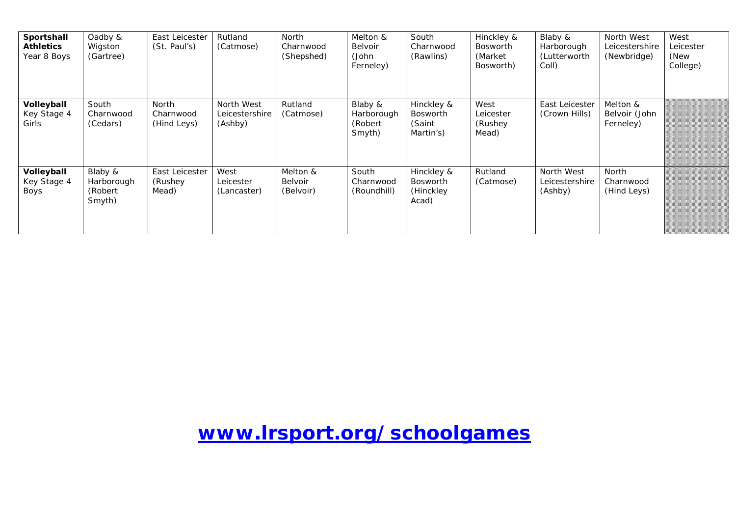| **Sportshall Athletics** Year 8 Boys | Oadby & Wigston (Gartree) | East Leicester (St. Paul's) | Rutland (Catmose) | North Charnwood (Shepshed) | Melton & Belvoir (John Ferneley) | South Charnwood (Rawlins) | Hinckley & Bosworth (Market Bosworth) | Blaby & Harborough (Lutterworth Coll) | North West Leicestershire (Newbridge) | West Leicester (New College) |
|---|---|---|---|---|---|---|---|---|---|---|
| **Volleyball** Key Stage 4 Girls | South Charnwood (Cedars) | North Charnwood (Hind Leys) | North West Leicestershire (Ashby) | Rutland (Catmose) | Blaby & Harborough (Robert Smyth) | Hinckley & Bosworth (Saint Martin's) | West Leicester (Rushey Mead) | East Leicester (Crown Hills) | Melton & Belvoir (John Ferneley) | |
| **Volleyball** Key Stage 4 Boys | Blaby & Harborough (Robert Smyth) | East Leicester (Rushey Mead) | West Leicester (Lancaster) | Melton & Belvoir (Belvoir) | South Charnwood (Roundhill) | Hinckley & Bosworth (Hinckley Acad) | Rutland (Catmose) | North West Leicestershire (Ashby) | North Charnwood (Hind Leys) | |

## www.lrsport.org/schoolgames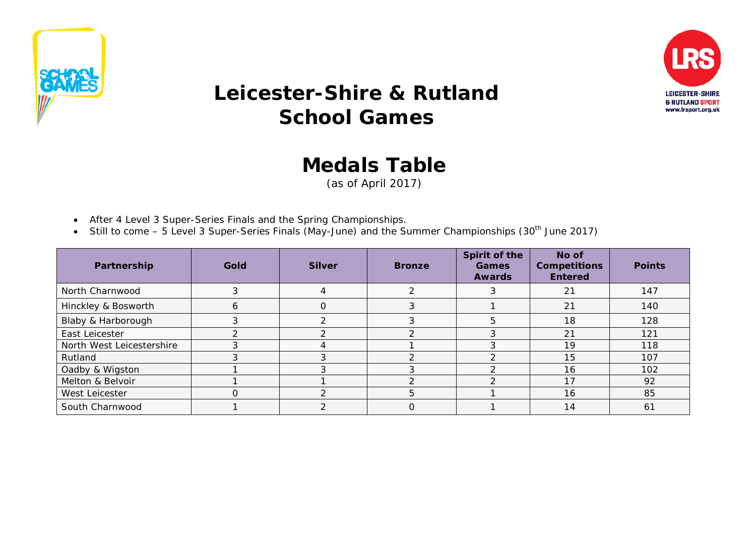# Leicester-Shire & Rutland School Games

## Medals Table

(as of April 2017)

- After 4 Level 3 Super-Series Finals and the Spring Championships.
- Still to come – 5 Level 3 Super-Series Finals (May-June) and the Summer Championships (30th June 2017)

| Partnership | Gold | Silver | Bronze | Spirit of the Games Awards | No of Competitions Entered | Points |
|---|---|---|---|---|---|---|
| North Charnwood | 3 | 4 | 2 | 3 | 21 | 147 |
| Hinckley & Bosworth | 6 | 0 | 3 | 1 | 21 | 140 |
| Blaby & Harborough | 3 | 2 | 3 | 5 | 18 | 128 |
| East Leicester | 2 | 2 | 2 | 3 | 21 | 121 |
| North West Leicestershire | 3 | 4 | 1 | 3 | 19 | 118 |
| Rutland | 3 | 3 | 2 | 2 | 15 | 107 |
| Oadby & Wigston | 1 | 3 | 3 | 2 | 16 | 102 |
| Melton & Belvoir | 1 | 1 | 2 | 2 | 17 | 92 |
| West Leicester | 0 | 2 | 5 | 1 | 16 | 85 |
| South Charnwood | 1 | 2 | 0 | 1 | 14 | 61 |